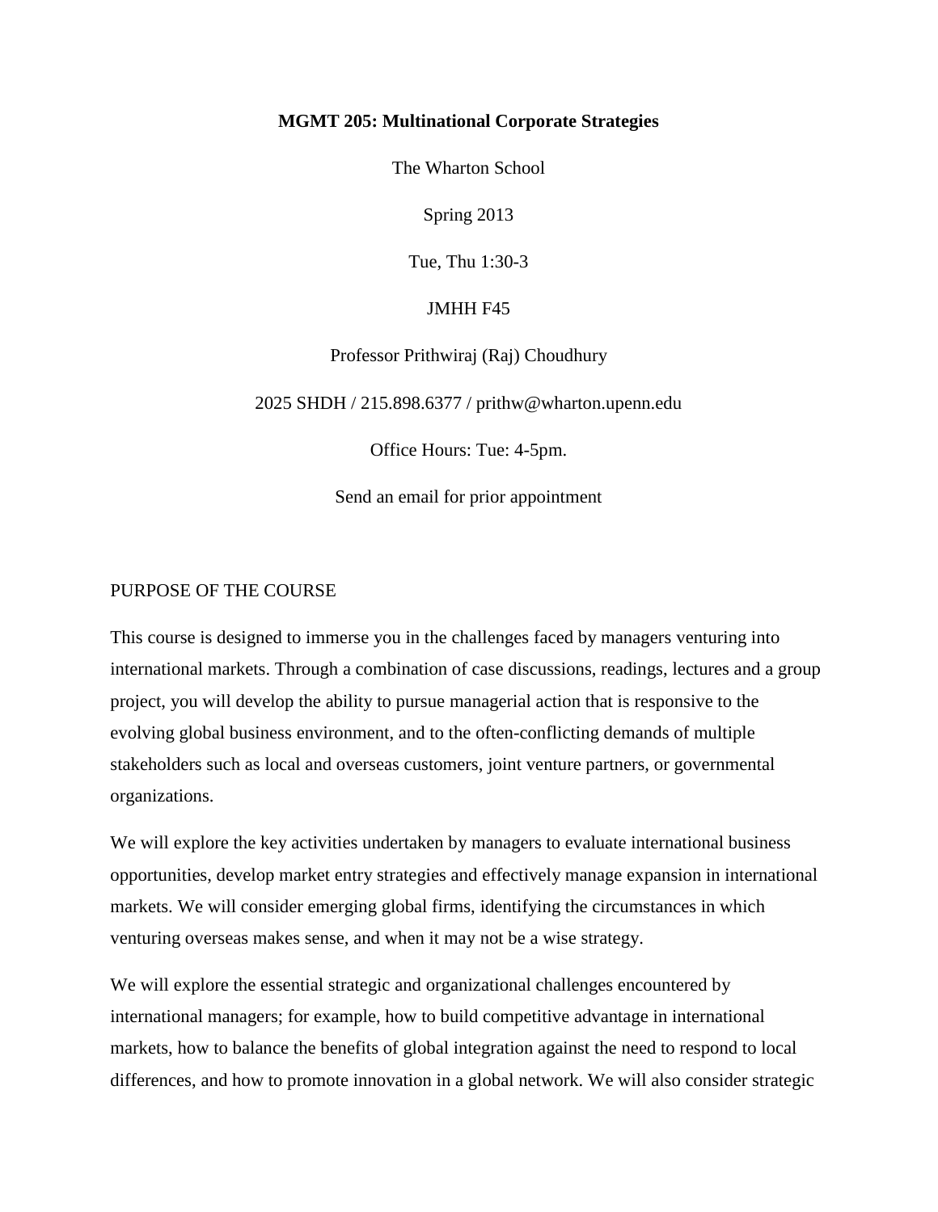# MGMT 205: Multinational Corporate Strategies

The Wharton School

Spring 2013

Tue, Thu 1:30-3

JMHH F45

Professor Prithwiraj (Raj) Choudhury

2025 SHDH / 215.898.6377 / prithw@wharton.upenn.edu

Office Hours: Tue: 4-5pm.

Send an email for prior appointment

## PURPOSE OF THE COURSE

This course is designed to immerse you in the challenges faced by managers venturing into international markets. Through a combination of case discussions, readings, lectures and a group project, you will develop the ability to pursue managerial action that is responsive to the evolving global business environment, and to the often-conflicting demands of multiple stakeholders such as local and overseas customers, joint venture partners, or governmental organizations.

We will explore the key activities undertaken by managers to evaluate international business opportunities, develop market entry strategies and effectively manage expansion in international markets. We will consider emerging global firms, identifying the circumstances in which venturing overseas makes sense, and when it may not be a wise strategy.

We will explore the essential strategic and organizational challenges encountered by international managers; for example, how to build competitive advantage in international markets, how to balance the benefits of global integration against the need to respond to local differences, and how to promote innovation in a global network. We will also consider strategic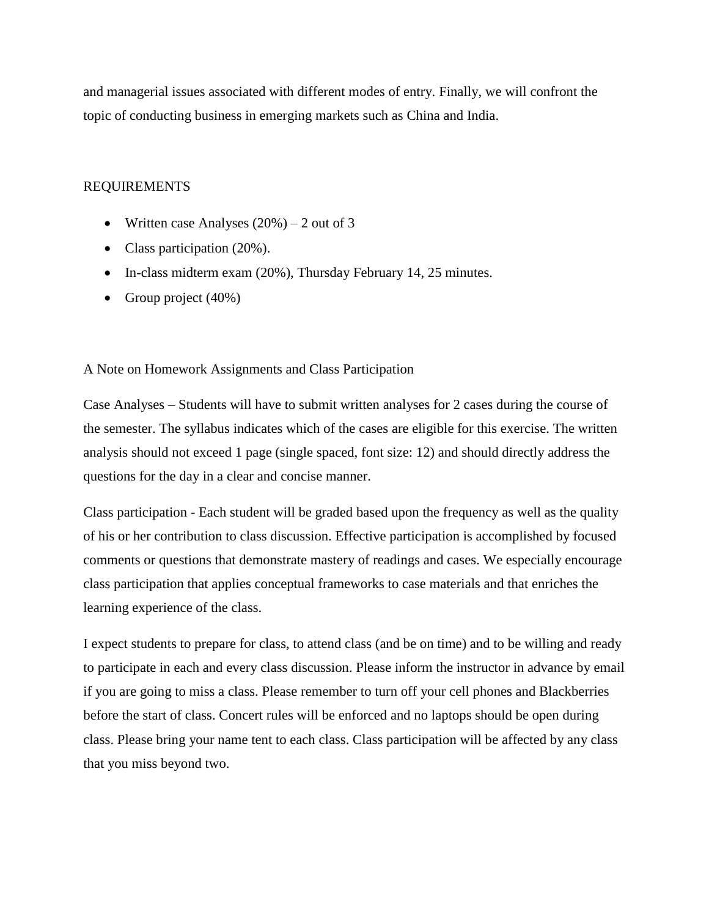and managerial issues associated with different modes of entry. Finally, we will confront the topic of conducting business in emerging markets such as China and India.

## REQUIREMENTS

- Written case Analyses (20%) – 2 out of 3
- Class participation (20%).
- In-class midterm exam (20%), Thursday February 14, 25 minutes.
- Group project (40%)

### A Note on Homework Assignments and Class Participation

Case Analyses – Students will have to submit written analyses for 2 cases during the course of the semester. The syllabus indicates which of the cases are eligible for this exercise. The written analysis should not exceed 1 page (single spaced, font size: 12) and should directly address the questions for the day in a clear and concise manner.

Class participation - Each student will be graded based upon the frequency as well as the quality of his or her contribution to class discussion. Effective participation is accomplished by focused comments or questions that demonstrate mastery of readings and cases. We especially encourage class participation that applies conceptual frameworks to case materials and that enriches the learning experience of the class.

I expect students to prepare for class, to attend class (and be on time) and to be willing and ready to participate in each and every class discussion. Please inform the instructor in advance by email if you are going to miss a class. Please remember to turn off your cell phones and Blackberries before the start of class. Concert rules will be enforced and no laptops should be open during class. Please bring your name tent to each class. Class participation will be affected by any class that you miss beyond two.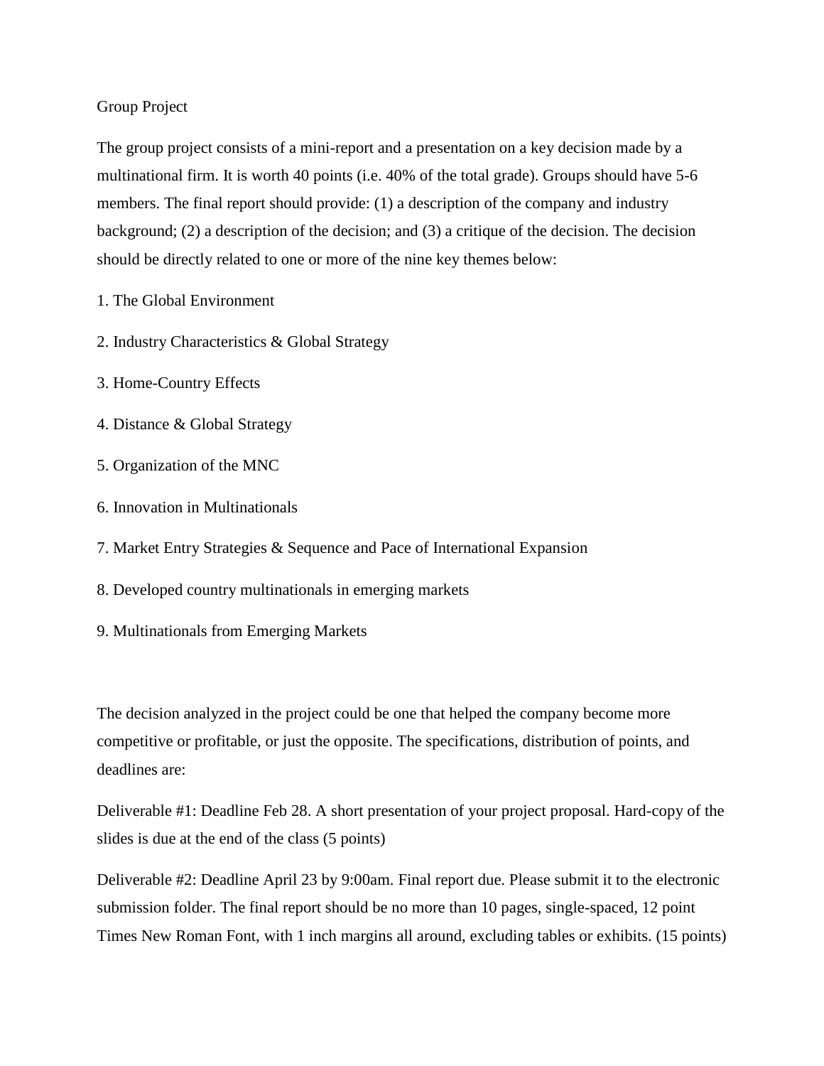Group Project

The group project consists of a mini-report and a presentation on a key decision made by a multinational firm. It is worth 40 points (i.e. 40% of the total grade). Groups should have 5-6 members. The final report should provide: (1) a description of the company and industry background; (2) a description of the decision; and (3) a critique of the decision. The decision should be directly related to one or more of the nine key themes below:

1. The Global Environment
2. Industry Characteristics & Global Strategy
3. Home-Country Effects
4. Distance & Global Strategy
5. Organization of the MNC
6. Innovation in Multinationals
7. Market Entry Strategies & Sequence and Pace of International Expansion
8. Developed country multinationals in emerging markets
9. Multinationals from Emerging Markets

The decision analyzed in the project could be one that helped the company become more competitive or profitable, or just the opposite. The specifications, distribution of points, and deadlines are:

Deliverable #1: Deadline Feb 28. A short presentation of your project proposal. Hard-copy of the slides is due at the end of the class (5 points)

Deliverable #2: Deadline April 23 by 9:00am. Final report due. Please submit it to the electronic submission folder. The final report should be no more than 10 pages, single-spaced, 12 point Times New Roman Font, with 1 inch margins all around, excluding tables or exhibits. (15 points)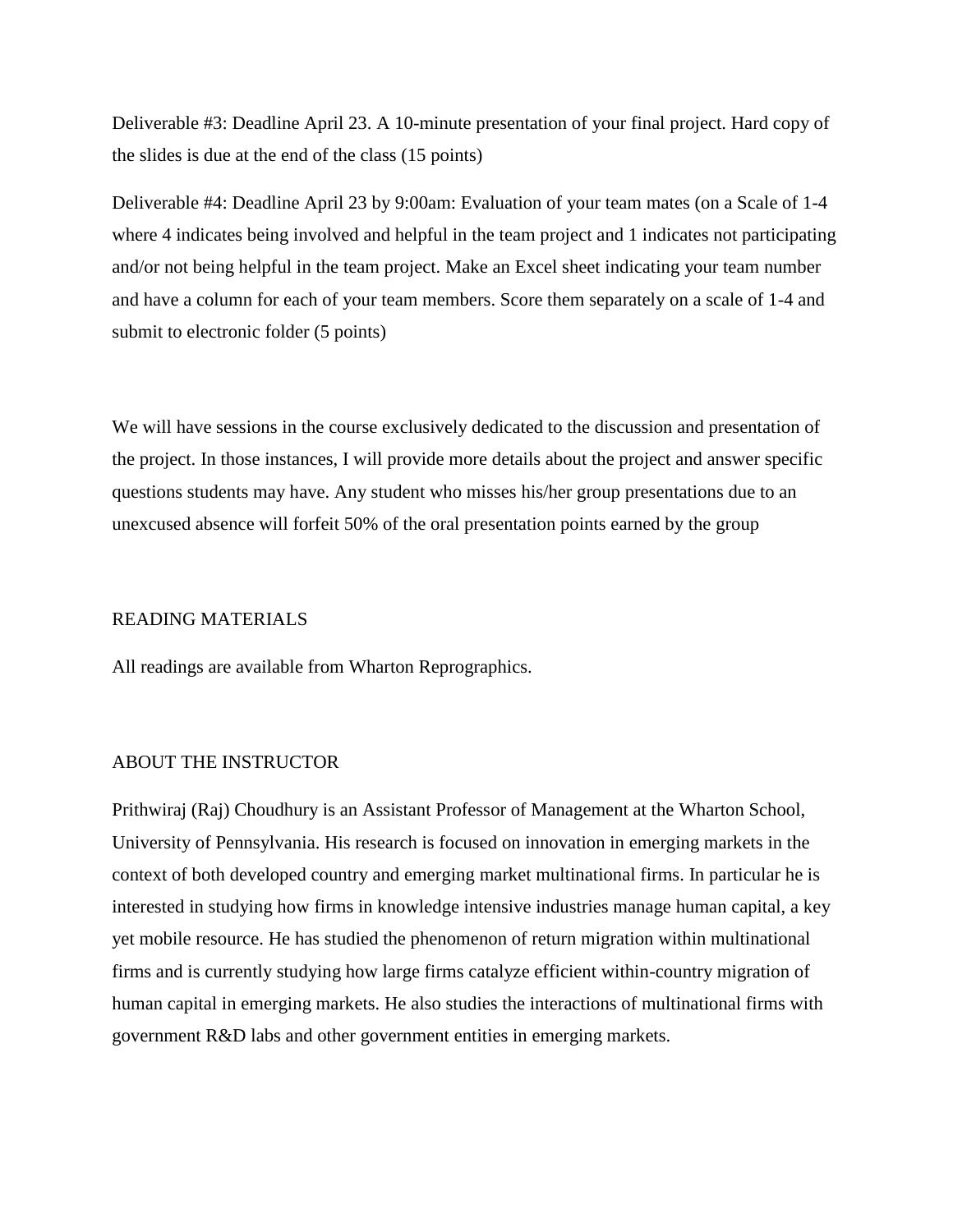Deliverable #3: Deadline April 23. A 10-minute presentation of your final project. Hard copy of the slides is due at the end of the class (15 points)

Deliverable #4: Deadline April 23 by 9:00am: Evaluation of your team mates (on a Scale of 1-4 where 4 indicates being involved and helpful in the team project and 1 indicates not participating and/or not being helpful in the team project. Make an Excel sheet indicating your team number and have a column for each of your team members. Score them separately on a scale of 1-4 and submit to electronic folder (5 points)

We will have sessions in the course exclusively dedicated to the discussion and presentation of the project. In those instances, I will provide more details about the project and answer specific questions students may have. Any student who misses his/her group presentations due to an unexcused absence will forfeit 50% of the oral presentation points earned by the group

## READING MATERIALS

All readings are available from Wharton Reprographics.

## ABOUT THE INSTRUCTOR

Prithwiraj (Raj) Choudhury is an Assistant Professor of Management at the Wharton School, University of Pennsylvania. His research is focused on innovation in emerging markets in the context of both developed country and emerging market multinational firms. In particular he is interested in studying how firms in knowledge intensive industries manage human capital, a key yet mobile resource. He has studied the phenomenon of return migration within multinational firms and is currently studying how large firms catalyze efficient within-country migration of human capital in emerging markets. He also studies the interactions of multinational firms with government R&D labs and other government entities in emerging markets.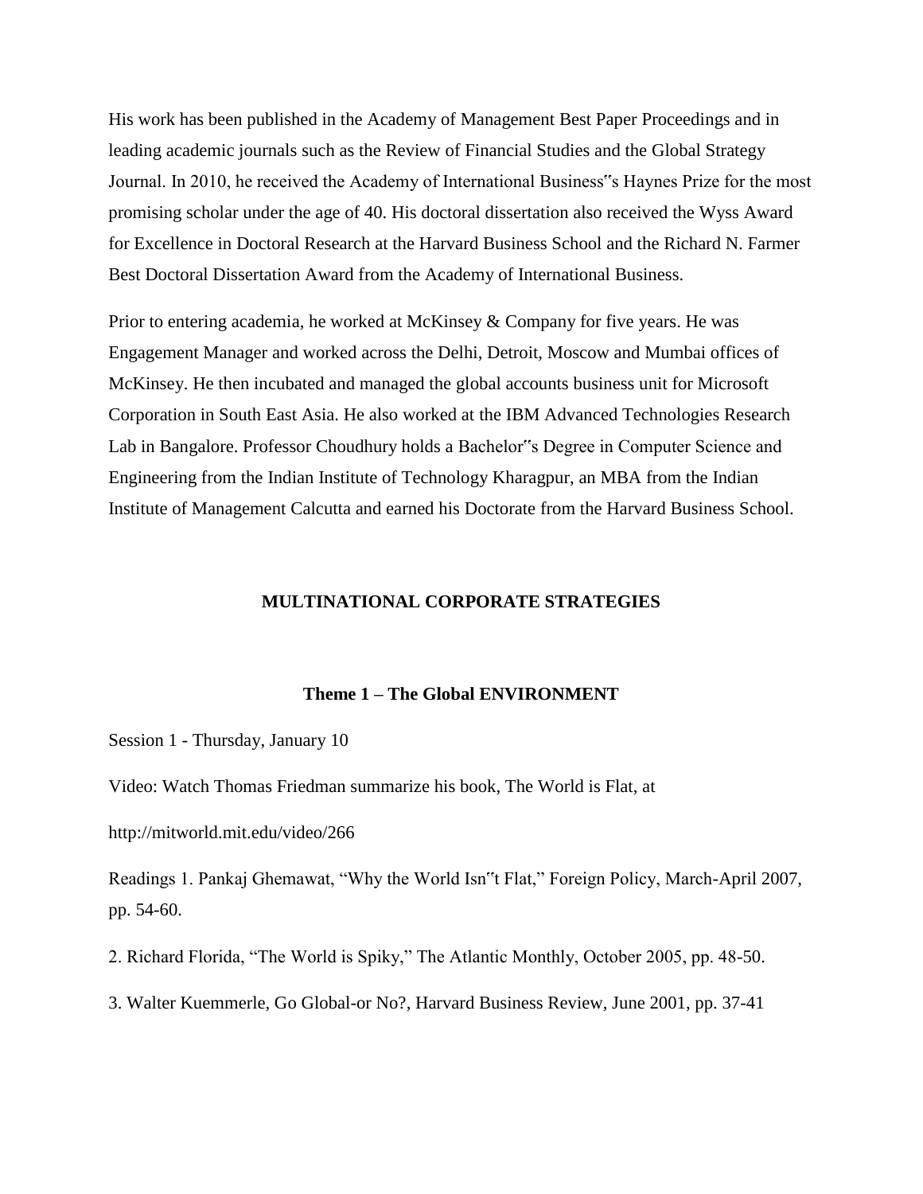His work has been published in the Academy of Management Best Paper Proceedings and in leading academic journals such as the Review of Financial Studies and the Global Strategy Journal. In 2010, he received the Academy of International Business"s Haynes Prize for the most promising scholar under the age of 40. His doctoral dissertation also received the Wyss Award for Excellence in Doctoral Research at the Harvard Business School and the Richard N. Farmer Best Doctoral Dissertation Award from the Academy of International Business.

Prior to entering academia, he worked at McKinsey & Company for five years. He was Engagement Manager and worked across the Delhi, Detroit, Moscow and Mumbai offices of McKinsey. He then incubated and managed the global accounts business unit for Microsoft Corporation in South East Asia. He also worked at the IBM Advanced Technologies Research Lab in Bangalore. Professor Choudhury holds a Bachelor"s Degree in Computer Science and Engineering from the Indian Institute of Technology Kharagpur, an MBA from the Indian Institute of Management Calcutta and earned his Doctorate from the Harvard Business School.

## MULTINATIONAL CORPORATE STRATEGIES

### Theme 1 – The Global ENVIRONMENT

Session 1 - Thursday, January 10

Video: Watch Thomas Friedman summarize his book, The World is Flat, at

http://mitworld.mit.edu/video/266

Readings 1. Pankaj Ghemawat, "Why the World Isn"t Flat," Foreign Policy, March-April 2007, pp. 54-60.

2. Richard Florida, "The World is Spiky," The Atlantic Monthly, October 2005, pp. 48-50.

3. Walter Kuemmerle, Go Global-or No?, Harvard Business Review, June 2001, pp. 37-41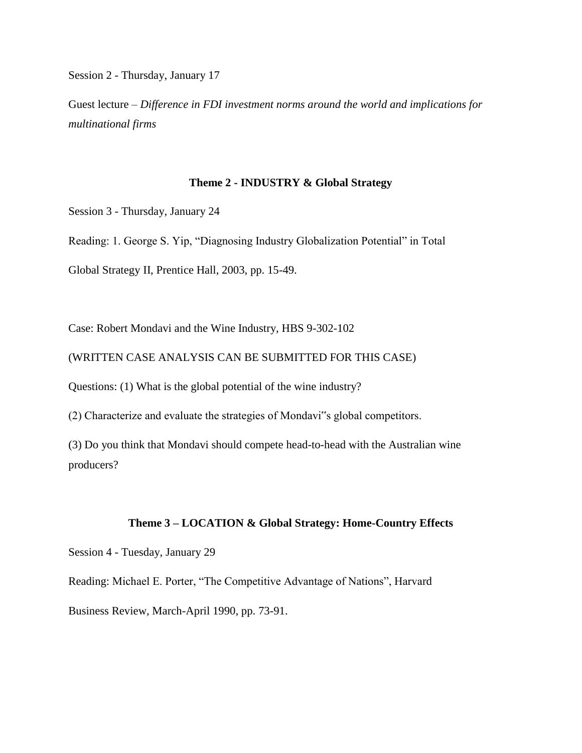Session 2 - Thursday, January 17

Guest lecture – *Difference in FDI investment norms around the world and implications for multinational firms*

### Theme 2 - INDUSTRY & Global Strategy

Session 3 - Thursday, January 24

Reading: 1. George S. Yip, "Diagnosing Industry Globalization Potential" in Total Global Strategy II, Prentice Hall, 2003, pp. 15-49.

Case: Robert Mondavi and the Wine Industry, HBS 9-302-102

(WRITTEN CASE ANALYSIS CAN BE SUBMITTED FOR THIS CASE)

Questions: (1) What is the global potential of the wine industry?

(2) Characterize and evaluate the strategies of Mondavi"s global competitors.

(3) Do you think that Mondavi should compete head-to-head with the Australian wine producers?

### Theme 3 – LOCATION & Global Strategy: Home-Country Effects

Session 4 - Tuesday, January 29

Reading: Michael E. Porter, "The Competitive Advantage of Nations", Harvard Business Review, March-April 1990, pp. 73-91.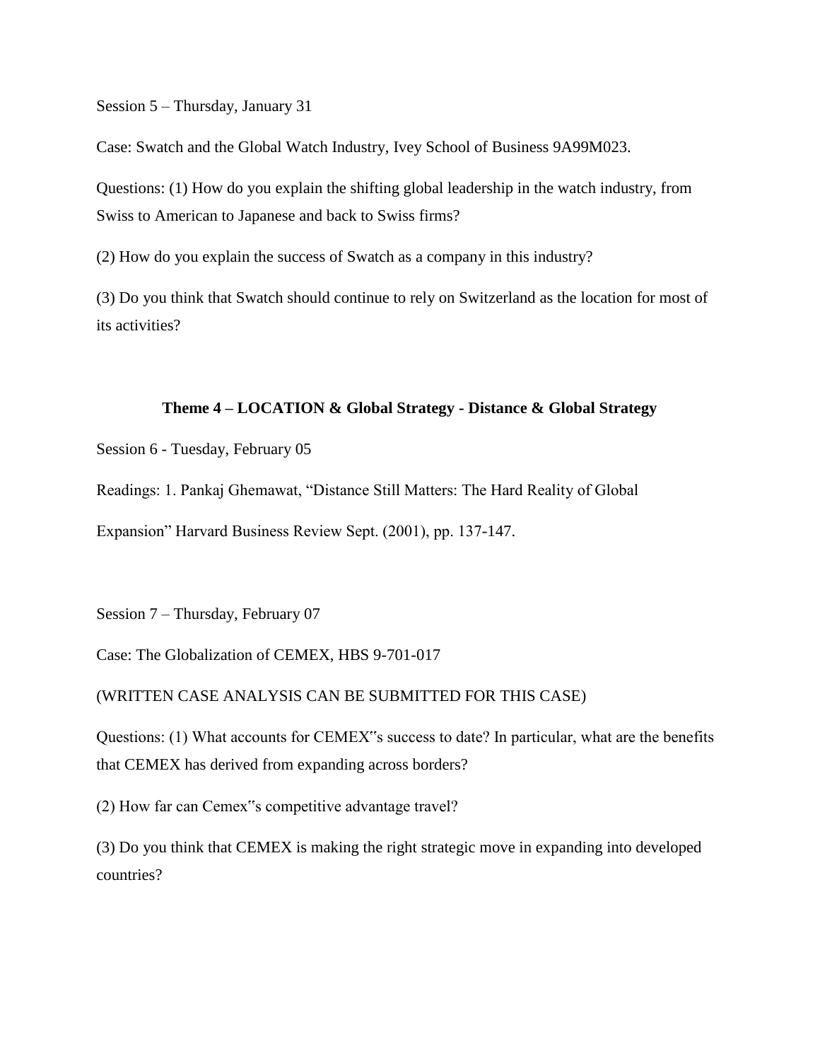Session 5 – Thursday, January 31

Case: Swatch and the Global Watch Industry, Ivey School of Business 9A99M023.

Questions: (1) How do you explain the shifting global leadership in the watch industry, from Swiss to American to Japanese and back to Swiss firms?

(2) How do you explain the success of Swatch as a company in this industry?

(3) Do you think that Swatch should continue to rely on Switzerland as the location for most of its activities?

## Theme 4 – LOCATION & Global Strategy - Distance & Global Strategy

Session 6 - Tuesday, February 05

Readings: 1. Pankaj Ghemawat, "Distance Still Matters: The Hard Reality of Global Expansion" Harvard Business Review Sept. (2001), pp. 137-147.

Session 7 – Thursday, February 07

Case: The Globalization of CEMEX, HBS 9-701-017

(WRITTEN CASE ANALYSIS CAN BE SUBMITTED FOR THIS CASE)

Questions: (1) What accounts for CEMEX"s success to date? In particular, what are the benefits that CEMEX has derived from expanding across borders?

(2) How far can Cemex"s competitive advantage travel?

(3) Do you think that CEMEX is making the right strategic move in expanding into developed countries?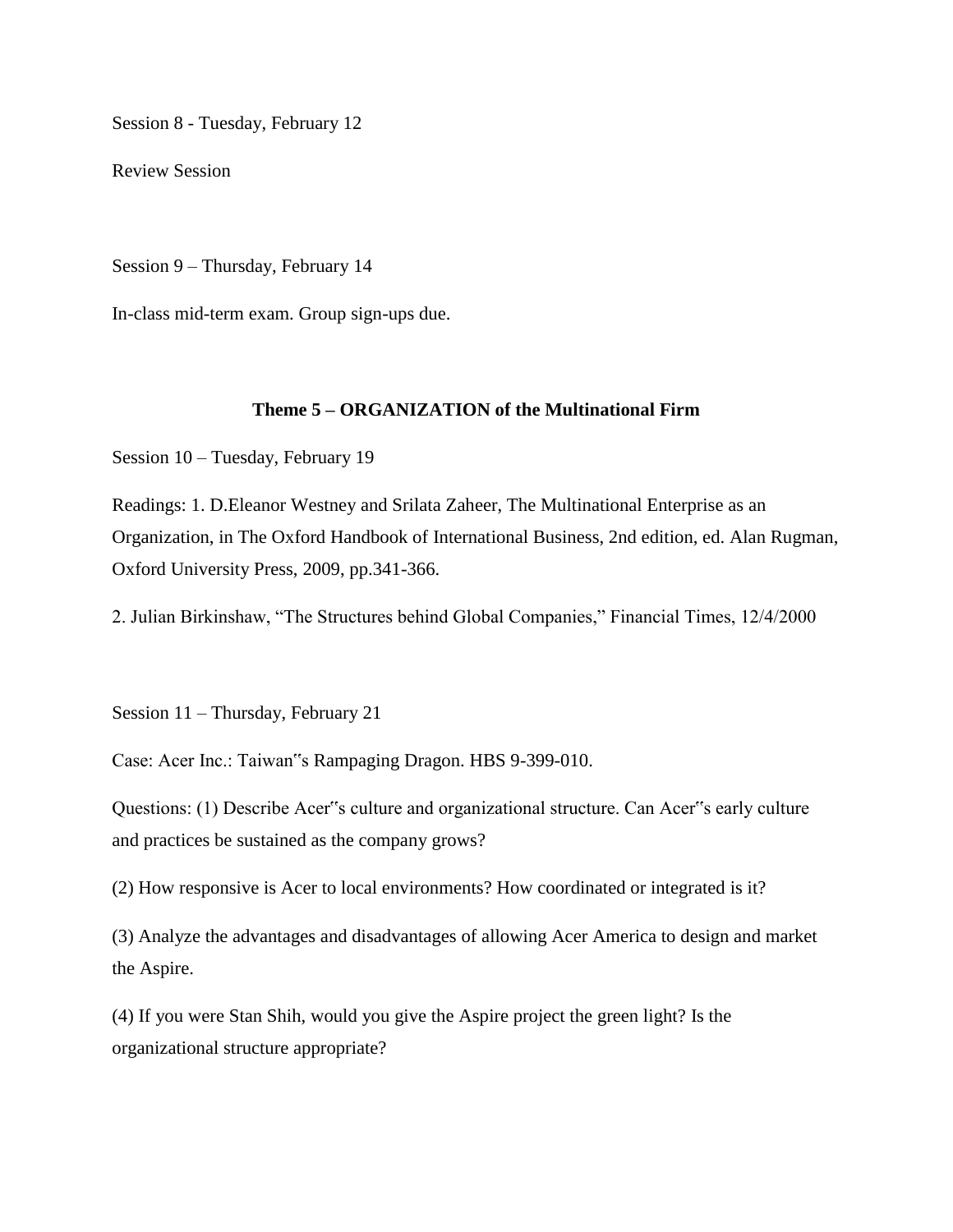Session 8 - Tuesday, February 12

Review Session

Session 9 – Thursday, February 14

In-class mid-term exam. Group sign-ups due.

### Theme 5 – ORGANIZATION of the Multinational Firm

Session 10 – Tuesday, February 19

Readings: 1. D.Eleanor Westney and Srilata Zaheer, The Multinational Enterprise as an Organization, in The Oxford Handbook of International Business, 2nd edition, ed. Alan Rugman, Oxford University Press, 2009, pp.341-366.

2. Julian Birkinshaw, "The Structures behind Global Companies," Financial Times, 12/4/2000

Session 11 – Thursday, February 21

Case: Acer Inc.: Taiwan"s Rampaging Dragon. HBS 9-399-010.

Questions: (1) Describe Acer"s culture and organizational structure. Can Acer"s early culture and practices be sustained as the company grows?

(2) How responsive is Acer to local environments? How coordinated or integrated is it?

(3) Analyze the advantages and disadvantages of allowing Acer America to design and market the Aspire.

(4) If you were Stan Shih, would you give the Aspire project the green light? Is the organizational structure appropriate?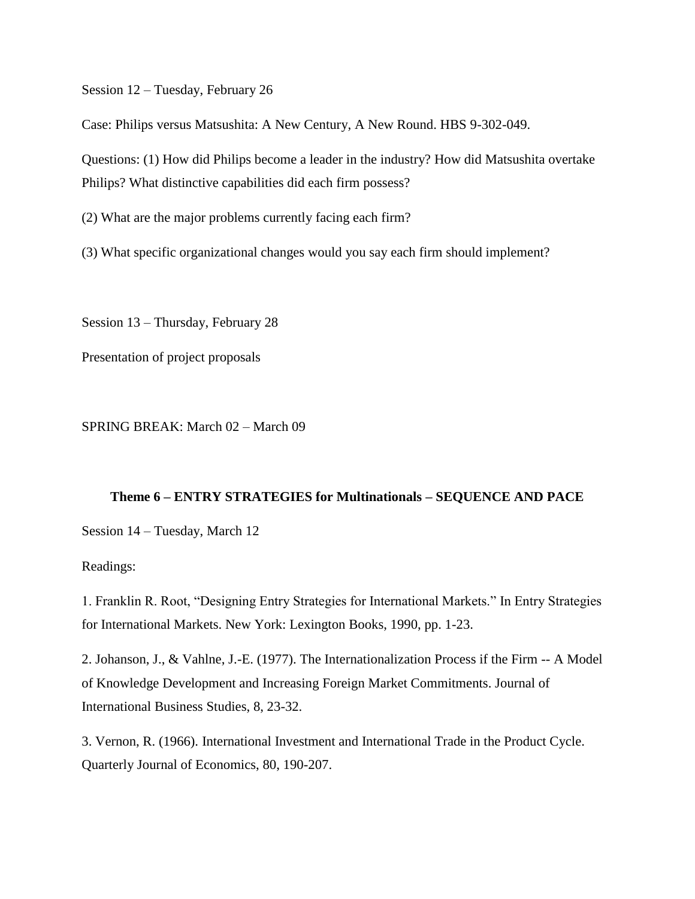Session 12 – Tuesday, February 26

Case: Philips versus Matsushita: A New Century, A New Round. HBS 9-302-049.

Questions: (1) How did Philips become a leader in the industry? How did Matsushita overtake Philips? What distinctive capabilities did each firm possess?

(2) What are the major problems currently facing each firm?

(3) What specific organizational changes would you say each firm should implement?

Session 13 – Thursday, February 28

Presentation of project proposals

SPRING BREAK: March 02 – March 09

**Theme 6 – ENTRY STRATEGIES for Multinationals – SEQUENCE AND PACE**

Session 14 – Tuesday, March 12

Readings:

1. Franklin R. Root, "Designing Entry Strategies for International Markets." In Entry Strategies for International Markets. New York: Lexington Books, 1990, pp. 1-23.

2. Johanson, J., & Vahlne, J.-E. (1977). The Internationalization Process if the Firm -- A Model of Knowledge Development and Increasing Foreign Market Commitments. Journal of International Business Studies, 8, 23-32.

3. Vernon, R. (1966). International Investment and International Trade in the Product Cycle. Quarterly Journal of Economics, 80, 190-207.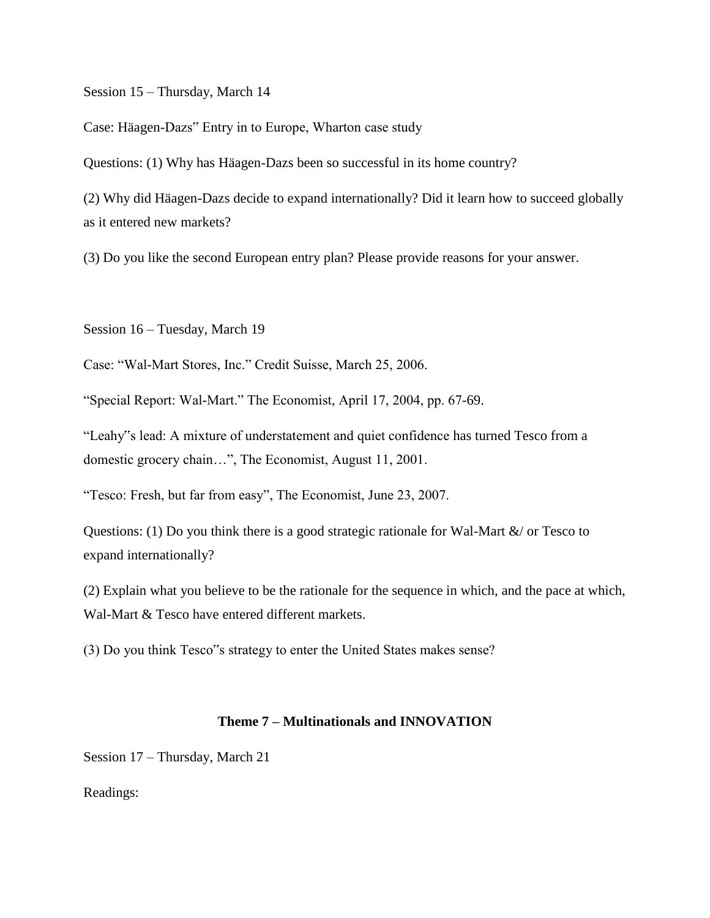Session 15 – Thursday, March 14

Case: Häagen-Dazs‟ Entry in to Europe, Wharton case study

Questions: (1) Why has Häagen-Dazs been so successful in its home country?

(2) Why did Häagen-Dazs decide to expand internationally? Did it learn how to succeed globally as it entered new markets?

(3) Do you like the second European entry plan? Please provide reasons for your answer.

Session 16 – Tuesday, March 19

Case: "Wal-Mart Stores, Inc." Credit Suisse, March 25, 2006.

"Special Report: Wal-Mart." The Economist, April 17, 2004, pp. 67-69.

"Leahy‟s lead: A mixture of understatement and quiet confidence has turned Tesco from a domestic grocery chain…", The Economist, August 11, 2001.

"Tesco: Fresh, but far from easy", The Economist, June 23, 2007.

Questions: (1) Do you think there is a good strategic rationale for Wal-Mart &/ or Tesco to expand internationally?

(2) Explain what you believe to be the rationale for the sequence in which, and the pace at which, Wal-Mart & Tesco have entered different markets.

(3) Do you think Tesco‟s strategy to enter the United States makes sense?

## Theme 7 – Multinationals and INNOVATION

Session 17 – Thursday, March 21

Readings: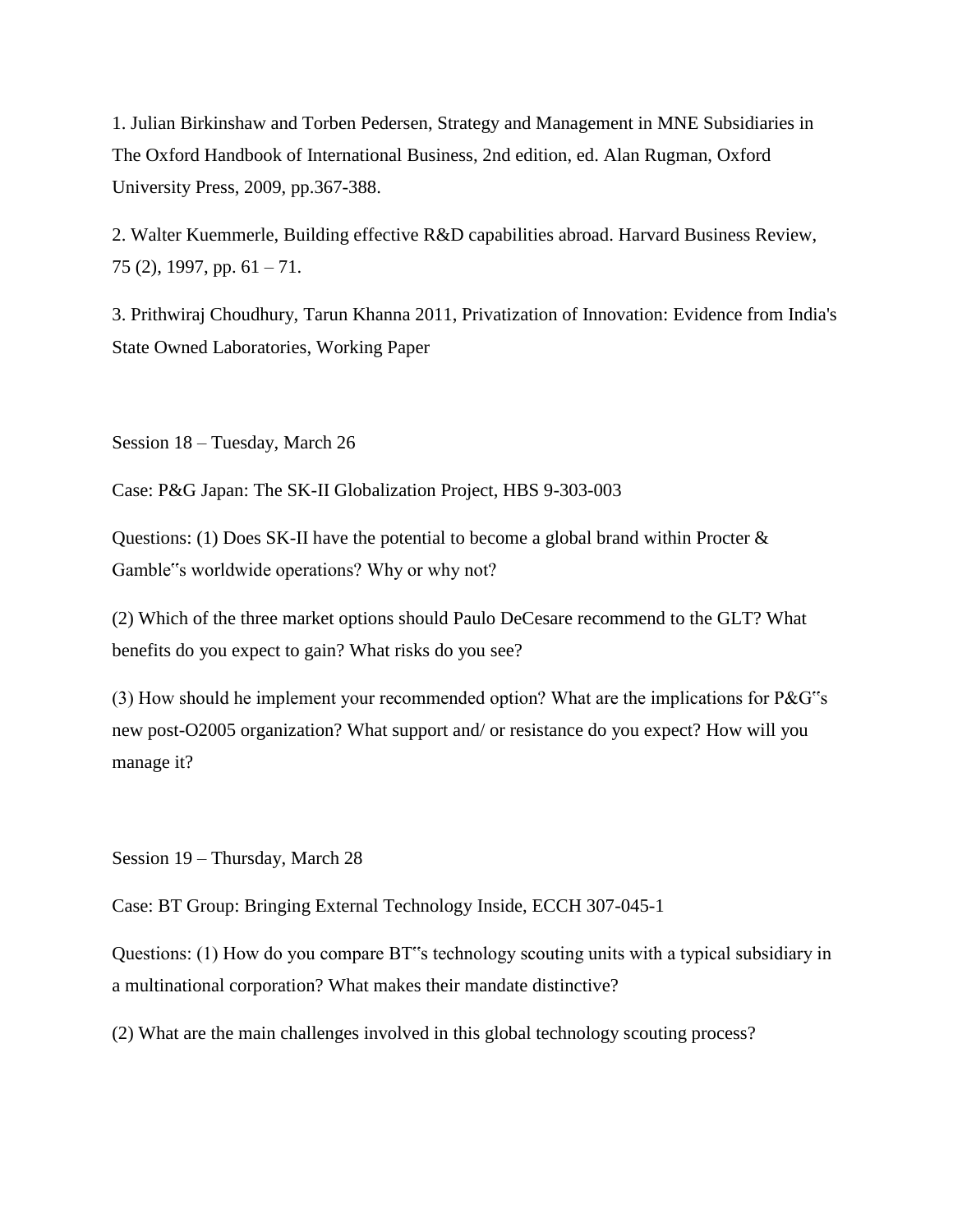1. Julian Birkinshaw and Torben Pedersen, Strategy and Management in MNE Subsidiaries in The Oxford Handbook of International Business, 2nd edition, ed. Alan Rugman, Oxford University Press, 2009, pp.367-388.

2. Walter Kuemmerle, Building effective R&D capabilities abroad. Harvard Business Review, 75 (2), 1997, pp. 61 – 71.

3. Prithwiraj Choudhury, Tarun Khanna 2011, Privatization of Innovation: Evidence from India's State Owned Laboratories, Working Paper

Session 18 – Tuesday, March 26

Case: P&G Japan: The SK-II Globalization Project, HBS 9-303-003

Questions: (1) Does SK-II have the potential to become a global brand within Procter & Gamble‟s worldwide operations? Why or why not?

(2) Which of the three market options should Paulo DeCesare recommend to the GLT? What benefits do you expect to gain? What risks do you see?

(3) How should he implement your recommended option? What are the implications for P&G‟s new post-O2005 organization? What support and/ or resistance do you expect? How will you manage it?

Session 19 – Thursday, March 28

Case: BT Group: Bringing External Technology Inside, ECCH 307-045-1

Questions: (1) How do you compare BT‟s technology scouting units with a typical subsidiary in a multinational corporation? What makes their mandate distinctive?

(2) What are the main challenges involved in this global technology scouting process?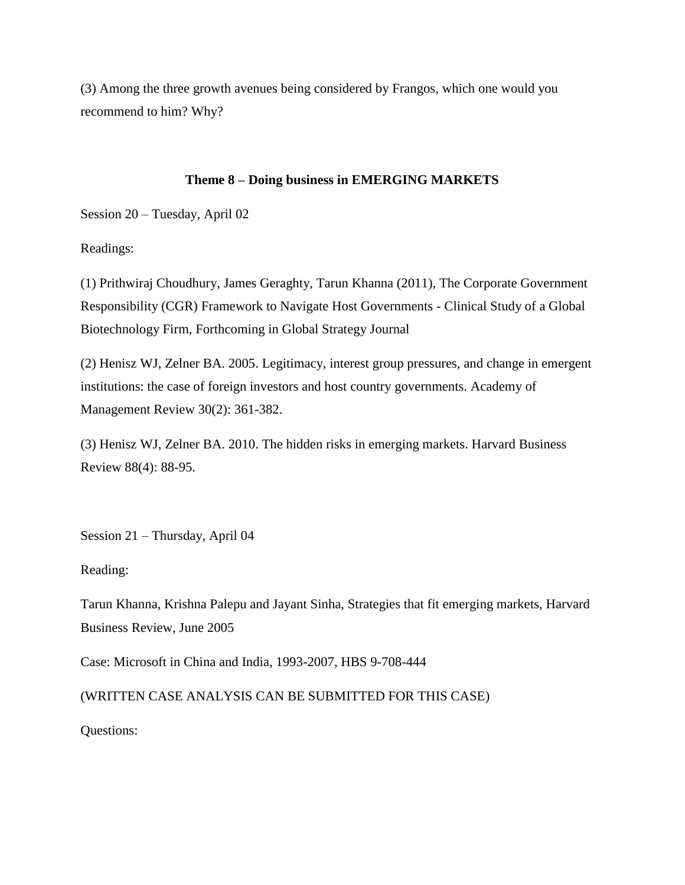(3) Among the three growth avenues being considered by Frangos, which one would you recommend to him? Why?

### Theme 8 – Doing business in EMERGING MARKETS

Session 20 – Tuesday, April 02

Readings:

(1) Prithwiraj Choudhury, James Geraghty, Tarun Khanna (2011), The Corporate Government Responsibility (CGR) Framework to Navigate Host Governments - Clinical Study of a Global Biotechnology Firm, Forthcoming in Global Strategy Journal

(2) Henisz WJ, Zelner BA. 2005. Legitimacy, interest group pressures, and change in emergent institutions: the case of foreign investors and host country governments. Academy of Management Review 30(2): 361-382.

(3) Henisz WJ, Zelner BA. 2010. The hidden risks in emerging markets. Harvard Business Review 88(4): 88-95.

Session 21 – Thursday, April 04

Reading:

Tarun Khanna, Krishna Palepu and Jayant Sinha, Strategies that fit emerging markets, Harvard Business Review, June 2005

Case: Microsoft in China and India, 1993-2007, HBS 9-708-444

(WRITTEN CASE ANALYSIS CAN BE SUBMITTED FOR THIS CASE)

Questions: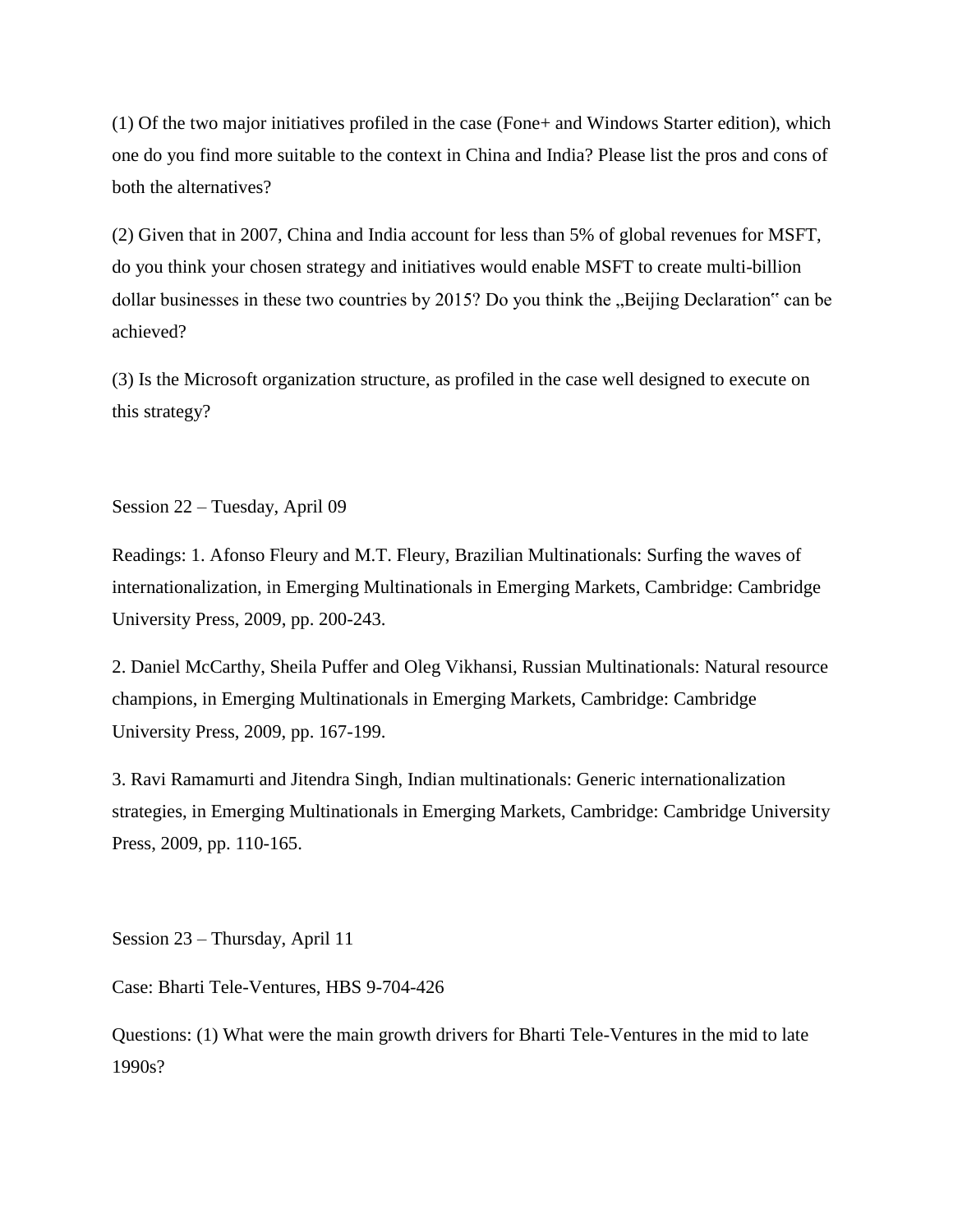(1) Of the two major initiatives profiled in the case (Fone+ and Windows Starter edition), which one do you find more suitable to the context in China and India? Please list the pros and cons of both the alternatives?

(2) Given that in 2007, China and India account for less than 5% of global revenues for MSFT, do you think your chosen strategy and initiatives would enable MSFT to create multi-billion dollar businesses in these two countries by 2015? Do you think the „Beijing Declaration" can be achieved?

(3) Is the Microsoft organization structure, as profiled in the case well designed to execute on this strategy?

Session 22 – Tuesday, April 09

Readings: 1. Afonso Fleury and M.T. Fleury, Brazilian Multinationals: Surfing the waves of internationalization, in Emerging Multinationals in Emerging Markets, Cambridge: Cambridge University Press, 2009, pp. 200-243.

2. Daniel McCarthy, Sheila Puffer and Oleg Vikhansi, Russian Multinationals: Natural resource champions, in Emerging Multinationals in Emerging Markets, Cambridge: Cambridge University Press, 2009, pp. 167-199.

3. Ravi Ramamurti and Jitendra Singh, Indian multinationals: Generic internationalization strategies, in Emerging Multinationals in Emerging Markets, Cambridge: Cambridge University Press, 2009, pp. 110-165.

Session 23 – Thursday, April 11

Case: Bharti Tele-Ventures, HBS 9-704-426

Questions: (1) What were the main growth drivers for Bharti Tele-Ventures in the mid to late 1990s?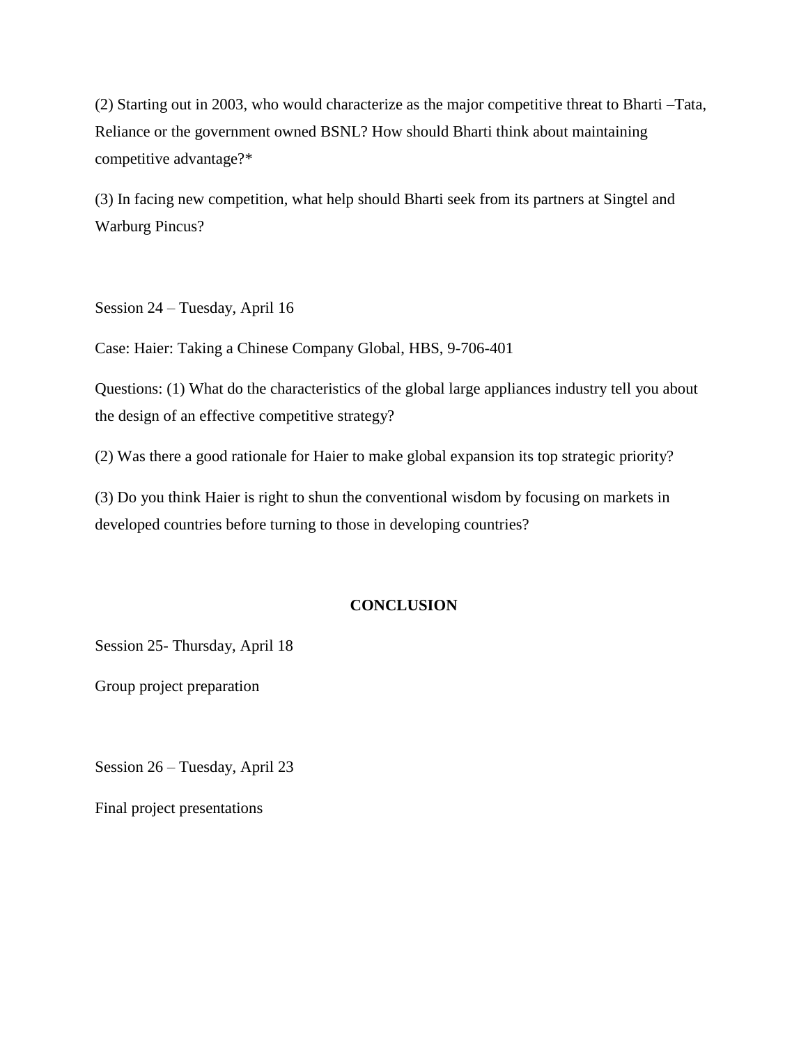(2) Starting out in 2003, who would characterize as the major competitive threat to Bharti –Tata, Reliance or the government owned BSNL? How should Bharti think about maintaining competitive advantage?*

(3) In facing new competition, what help should Bharti seek from its partners at Singtel and Warburg Pincus?

Session 24 – Tuesday, April 16

Case: Haier: Taking a Chinese Company Global, HBS, 9-706-401

Questions: (1) What do the characteristics of the global large appliances industry tell you about the design of an effective competitive strategy?

(2) Was there a good rationale for Haier to make global expansion its top strategic priority?

(3) Do you think Haier is right to shun the conventional wisdom by focusing on markets in developed countries before turning to those in developing countries?

## CONCLUSION

Session 25- Thursday, April 18

Group project preparation

Session 26 – Tuesday, April 23

Final project presentations